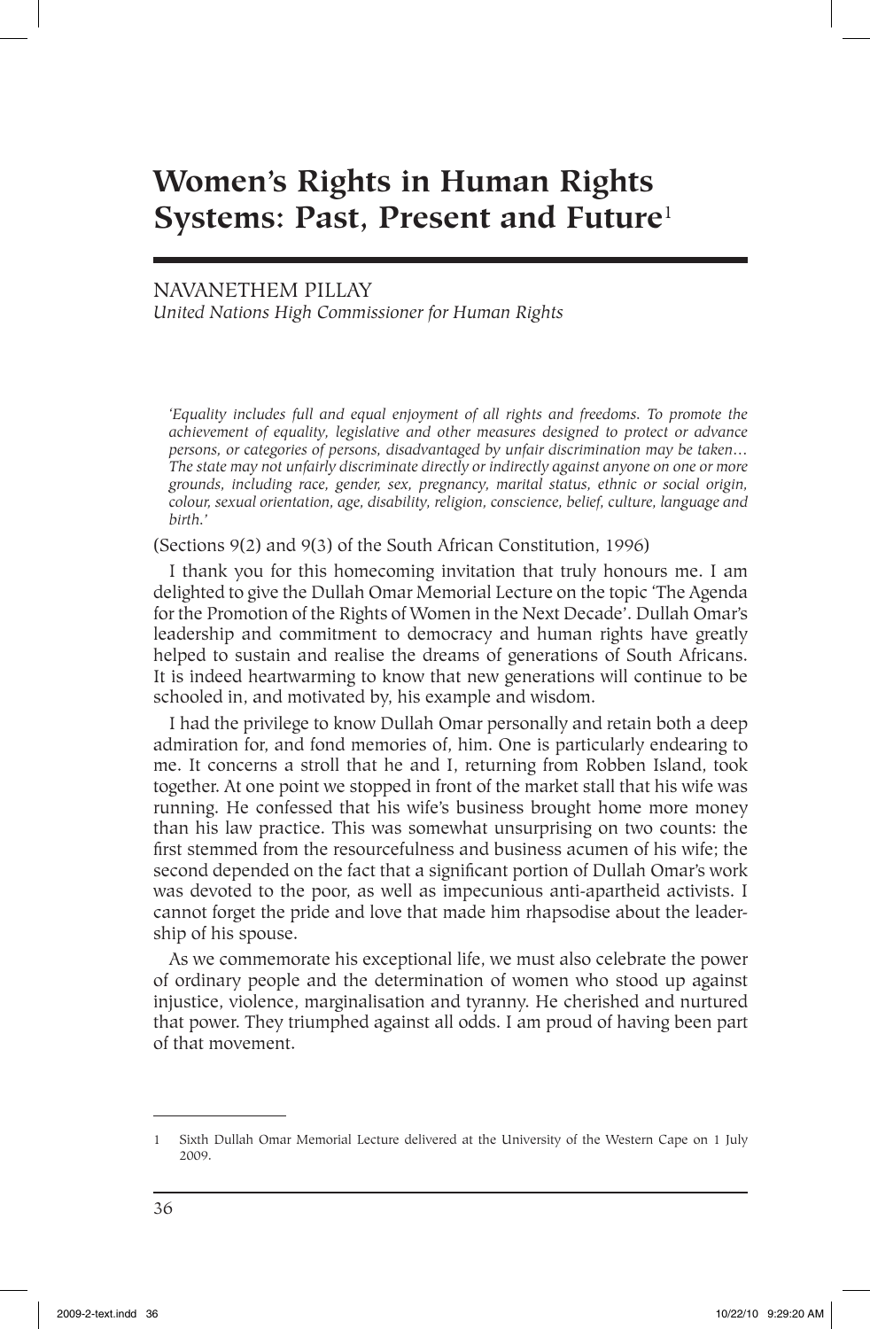# Women's Rights in Human Rights Systems: Past, Present and Future[1]

NAVANETHEM PILLAY
*United Nations High Commissioner for Human Rights*

> *'Equality includes full and equal enjoyment of all rights and freedoms. To promote the achievement of equality, legislative and other measures designed to protect or advance persons, or categories of persons, disadvantaged by unfair discrimination may be taken… The state may not unfairly discriminate directly or indirectly against anyone on one or more grounds, including race, gender, sex, pregnancy, marital status, ethnic or social origin, colour, sexual orientation, age, disability, religion, conscience, belief, culture, language and birth.'*

(Sections 9(2) and 9(3) of the South African Constitution, 1996)

I thank you for this homecoming invitation that truly honours me. I am delighted to give the Dullah Omar Memorial Lecture on the topic 'The Agenda for the Promotion of the Rights of Women in the Next Decade'. Dullah Omar's leadership and commitment to democracy and human rights have greatly helped to sustain and realise the dreams of generations of South Africans. It is indeed heartwarming to know that new generations will continue to be schooled in, and motivated by, his example and wisdom.

I had the privilege to know Dullah Omar personally and retain both a deep admiration for, and fond memories of, him. One is particularly endearing to me. It concerns a stroll that he and I, returning from Robben Island, took together. At one point we stopped in front of the market stall that his wife was running. He confessed that his wife's business brought home more money than his law practice. This was somewhat unsurprising on two counts: the first stemmed from the resourcefulness and business acumen of his wife; the second depended on the fact that a significant portion of Dullah Omar's work was devoted to the poor, as well as impecunious anti-apartheid activists. I cannot forget the pride and love that made him rhapsodise about the leadership of his spouse.

As we commemorate his exceptional life, we must also celebrate the power of ordinary people and the determination of women who stood up against injustice, violence, marginalisation and tyranny. He cherished and nurtured that power. They triumphed against all odds. I am proud of having been part of that movement.

---

1 Sixth Dullah Omar Memorial Lecture delivered at the University of the Western Cape on 1 July 2009.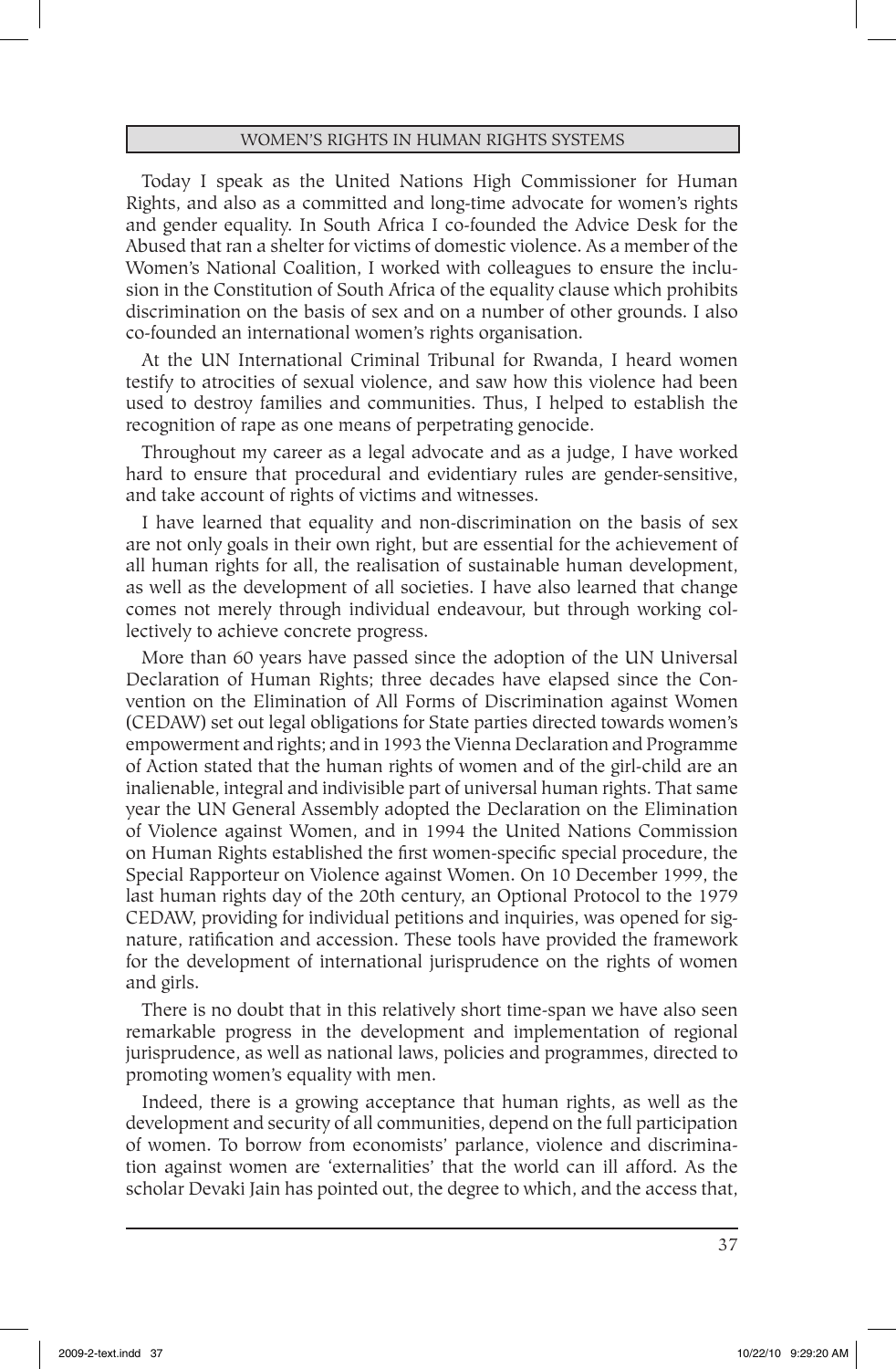Today I speak as the United Nations High Commissioner for Human Rights, and also as a committed and long-time advocate for women's rights and gender equality. In South Africa I co-founded the Advice Desk for the Abused that ran a shelter for victims of domestic violence. As a member of the Women's National Coalition, I worked with colleagues to ensure the inclusion in the Constitution of South Africa of the equality clause which prohibits discrimination on the basis of sex and on a number of other grounds. I also co-founded an international women's rights organisation.

At the UN International Criminal Tribunal for Rwanda, I heard women testify to atrocities of sexual violence, and saw how this violence had been used to destroy families and communities. Thus, I helped to establish the recognition of rape as one means of perpetrating genocide.

Throughout my career as a legal advocate and as a judge, I have worked hard to ensure that procedural and evidentiary rules are gender-sensitive, and take account of rights of victims and witnesses.

I have learned that equality and non-discrimination on the basis of sex are not only goals in their own right, but are essential for the achievement of all human rights for all, the realisation of sustainable human development, as well as the development of all societies. I have also learned that change comes not merely through individual endeavour, but through working collectively to achieve concrete progress.

More than 60 years have passed since the adoption of the UN Universal Declaration of Human Rights; three decades have elapsed since the Convention on the Elimination of All Forms of Discrimination against Women (CEDAW) set out legal obligations for State parties directed towards women's empowerment and rights; and in 1993 the Vienna Declaration and Programme of Action stated that the human rights of women and of the girl-child are an inalienable, integral and indivisible part of universal human rights. That same year the UN General Assembly adopted the Declaration on the Elimination of Violence against Women, and in 1994 the United Nations Commission on Human Rights established the first women-specific special procedure, the Special Rapporteur on Violence against Women. On 10 December 1999, the last human rights day of the 20th century, an Optional Protocol to the 1979 CEDAW, providing for individual petitions and inquiries, was opened for signature, ratification and accession. These tools have provided the framework for the development of international jurisprudence on the rights of women and girls.

There is no doubt that in this relatively short time-span we have also seen remarkable progress in the development and implementation of regional jurisprudence, as well as national laws, policies and programmes, directed to promoting women's equality with men.

Indeed, there is a growing acceptance that human rights, as well as the development and security of all communities, depend on the full participation of women. To borrow from economists' parlance, violence and discrimination against women are 'externalities' that the world can ill afford. As the scholar Devaki Jain has pointed out, the degree to which, and the access that,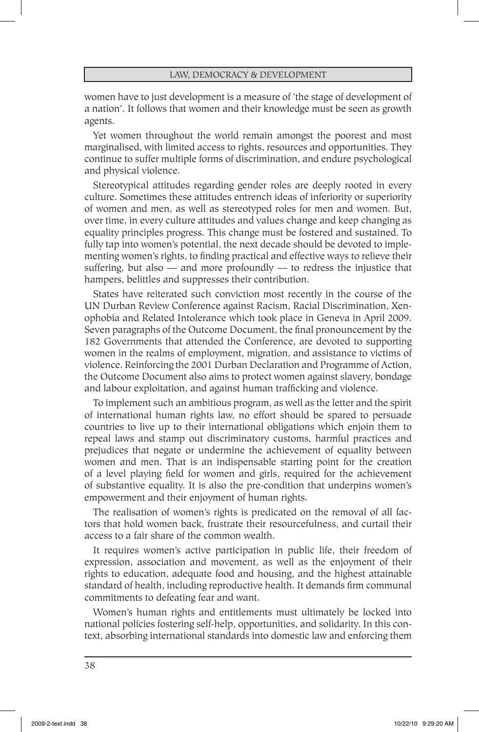women have to just development is a measure of 'the stage of development of a nation'. It follows that women and their knowledge must be seen as growth agents.

Yet women throughout the world remain amongst the poorest and most marginalised, with limited access to rights, resources and opportunities. They continue to suffer multiple forms of discrimination, and endure psychological and physical violence.

Stereotypical attitudes regarding gender roles are deeply rooted in every culture. Sometimes these attitudes entrench ideas of inferiority or superiority of women and men, as well as stereotyped roles for men and women. But, over time, in every culture attitudes and values change and keep changing as equality principles progress. This change must be fostered and sustained. To fully tap into women's potential, the next decade should be devoted to implementing women's rights, to finding practical and effective ways to relieve their suffering, but also — and more profoundly — to redress the injustice that hampers, belittles and suppresses their contribution.

States have reiterated such conviction most recently in the course of the UN Durban Review Conference against Racism, Racial Discrimination, Xenophobia and Related Intolerance which took place in Geneva in April 2009. Seven paragraphs of the Outcome Document, the final pronouncement by the 182 Governments that attended the Conference, are devoted to supporting women in the realms of employment, migration, and assistance to victims of violence. Reinforcing the 2001 Durban Declaration and Programme of Action, the Outcome Document also aims to protect women against slavery, bondage and labour exploitation, and against human trafficking and violence.

To implement such an ambitious program, as well as the letter and the spirit of international human rights law, no effort should be spared to persuade countries to live up to their international obligations which enjoin them to repeal laws and stamp out discriminatory customs, harmful practices and prejudices that negate or undermine the achievement of equality between women and men. That is an indispensable starting point for the creation of a level playing field for women and girls, required for the achievement of substantive equality. It is also the pre-condition that underpins women's empowerment and their enjoyment of human rights.

The realisation of women's rights is predicated on the removal of all factors that hold women back, frustrate their resourcefulness, and curtail their access to a fair share of the common wealth.

It requires women's active participation in public life, their freedom of expression, association and movement, as well as the enjoyment of their rights to education, adequate food and housing, and the highest attainable standard of health, including reproductive health. It demands firm communal commitments to defeating fear and want.

Women's human rights and entitlements must ultimately be locked into national policies fostering self-help, opportunities, and solidarity. In this context, absorbing international standards into domestic law and enforcing them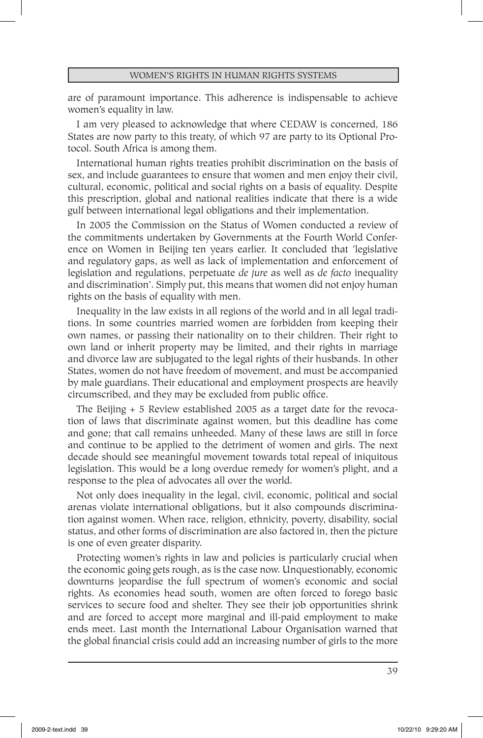are of paramount importance. This adherence is indispensable to achieve women's equality in law.

I am very pleased to acknowledge that where CEDAW is concerned, 186 States are now party to this treaty, of which 97 are party to its Optional Protocol. South Africa is among them.

International human rights treaties prohibit discrimination on the basis of sex, and include guarantees to ensure that women and men enjoy their civil, cultural, economic, political and social rights on a basis of equality. Despite this prescription, global and national realities indicate that there is a wide gulf between international legal obligations and their implementation.

In 2005 the Commission on the Status of Women conducted a review of the commitments undertaken by Governments at the Fourth World Conference on Women in Beijing ten years earlier. It concluded that 'legislative and regulatory gaps, as well as lack of implementation and enforcement of legislation and regulations, perpetuate *de jure* as well as *de facto* inequality and discrimination'. Simply put, this means that women did not enjoy human rights on the basis of equality with men.

Inequality in the law exists in all regions of the world and in all legal traditions. In some countries married women are forbidden from keeping their own names, or passing their nationality on to their children. Their right to own land or inherit property may be limited, and their rights in marriage and divorce law are subjugated to the legal rights of their husbands. In other States, women do not have freedom of movement, and must be accompanied by male guardians. Their educational and employment prospects are heavily circumscribed, and they may be excluded from public office.

The Beijing + 5 Review established 2005 as a target date for the revocation of laws that discriminate against women, but this deadline has come and gone; that call remains unheeded. Many of these laws are still in force and continue to be applied to the detriment of women and girls. The next decade should see meaningful movement towards total repeal of iniquitous legislation. This would be a long overdue remedy for women's plight, and a response to the plea of advocates all over the world.

Not only does inequality in the legal, civil, economic, political and social arenas violate international obligations, but it also compounds discrimination against women. When race, religion, ethnicity, poverty, disability, social status, and other forms of discrimination are also factored in, then the picture is one of even greater disparity.

Protecting women's rights in law and policies is particularly crucial when the economic going gets rough, as is the case now. Unquestionably, economic downturns jeopardise the full spectrum of women's economic and social rights. As economies head south, women are often forced to forego basic services to secure food and shelter. They see their job opportunities shrink and are forced to accept more marginal and ill-paid employment to make ends meet. Last month the International Labour Organisation warned that the global financial crisis could add an increasing number of girls to the more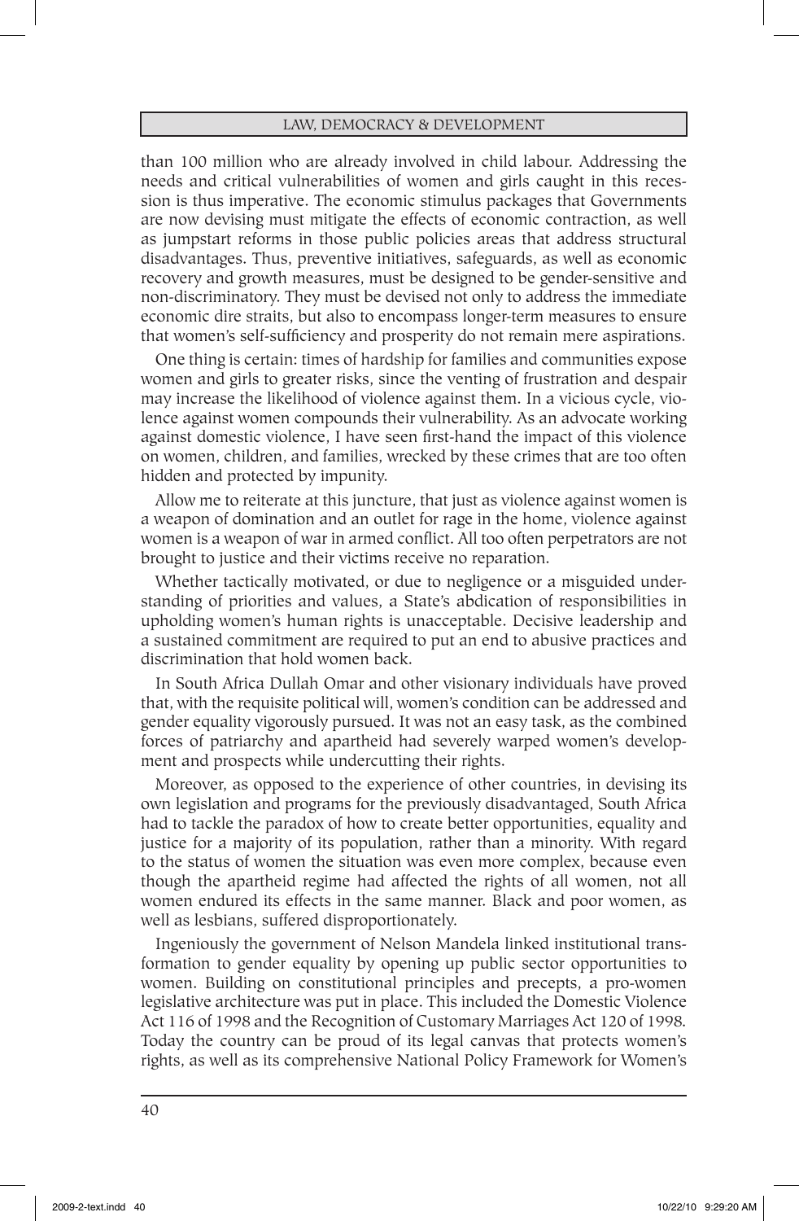than 100 million who are already involved in child labour. Addressing the needs and critical vulnerabilities of women and girls caught in this recession is thus imperative. The economic stimulus packages that Governments are now devising must mitigate the effects of economic contraction, as well as jumpstart reforms in those public policies areas that address structural disadvantages. Thus, preventive initiatives, safeguards, as well as economic recovery and growth measures, must be designed to be gender-sensitive and non-discriminatory. They must be devised not only to address the immediate economic dire straits, but also to encompass longer-term measures to ensure that women's self-sufficiency and prosperity do not remain mere aspirations.

One thing is certain: times of hardship for families and communities expose women and girls to greater risks, since the venting of frustration and despair may increase the likelihood of violence against them. In a vicious cycle, violence against women compounds their vulnerability. As an advocate working against domestic violence, I have seen first-hand the impact of this violence on women, children, and families, wrecked by these crimes that are too often hidden and protected by impunity.

Allow me to reiterate at this juncture, that just as violence against women is a weapon of domination and an outlet for rage in the home, violence against women is a weapon of war in armed conflict. All too often perpetrators are not brought to justice and their victims receive no reparation.

Whether tactically motivated, or due to negligence or a misguided understanding of priorities and values, a State's abdication of responsibilities in upholding women's human rights is unacceptable. Decisive leadership and a sustained commitment are required to put an end to abusive practices and discrimination that hold women back.

In South Africa Dullah Omar and other visionary individuals have proved that, with the requisite political will, women's condition can be addressed and gender equality vigorously pursued. It was not an easy task, as the combined forces of patriarchy and apartheid had severely warped women's development and prospects while undercutting their rights.

Moreover, as opposed to the experience of other countries, in devising its own legislation and programs for the previously disadvantaged, South Africa had to tackle the paradox of how to create better opportunities, equality and justice for a majority of its population, rather than a minority. With regard to the status of women the situation was even more complex, because even though the apartheid regime had affected the rights of all women, not all women endured its effects in the same manner. Black and poor women, as well as lesbians, suffered disproportionately.

Ingeniously the government of Nelson Mandela linked institutional transformation to gender equality by opening up public sector opportunities to women. Building on constitutional principles and precepts, a pro-women legislative architecture was put in place. This included the Domestic Violence Act 116 of 1998 and the Recognition of Customary Marriages Act 120 of 1998. Today the country can be proud of its legal canvas that protects women's rights, as well as its comprehensive National Policy Framework for Women's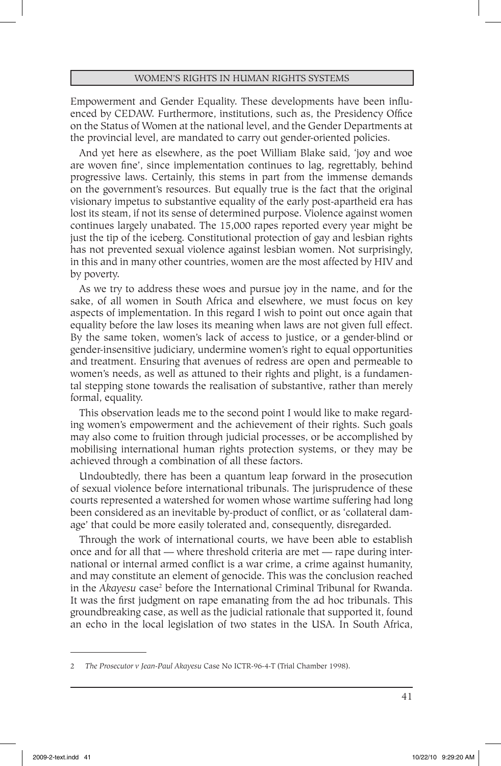Empowerment and Gender Equality. These developments have been influenced by CEDAW. Furthermore, institutions, such as, the Presidency Office on the Status of Women at the national level, and the Gender Departments at the provincial level, are mandated to carry out gender-oriented policies.

And yet here as elsewhere, as the poet William Blake said, 'joy and woe are woven fine', since implementation continues to lag, regrettably, behind progressive laws. Certainly, this stems in part from the immense demands on the government's resources. But equally true is the fact that the original visionary impetus to substantive equality of the early post-apartheid era has lost its steam, if not its sense of determined purpose. Violence against women continues largely unabated. The 15,000 rapes reported every year might be just the tip of the iceberg. Constitutional protection of gay and lesbian rights has not prevented sexual violence against lesbian women. Not surprisingly, in this and in many other countries, women are the most affected by HIV and by poverty.

As we try to address these woes and pursue joy in the name, and for the sake, of all women in South Africa and elsewhere, we must focus on key aspects of implementation. In this regard I wish to point out once again that equality before the law loses its meaning when laws are not given full effect. By the same token, women's lack of access to justice, or a gender-blind or gender-insensitive judiciary, undermine women's right to equal opportunities and treatment. Ensuring that avenues of redress are open and permeable to women's needs, as well as attuned to their rights and plight, is a fundamental stepping stone towards the realisation of substantive, rather than merely formal, equality.

This observation leads me to the second point I would like to make regarding women's empowerment and the achievement of their rights. Such goals may also come to fruition through judicial processes, or be accomplished by mobilising international human rights protection systems, or they may be achieved through a combination of all these factors.

Undoubtedly, there has been a quantum leap forward in the prosecution of sexual violence before international tribunals. The jurisprudence of these courts represented a watershed for women whose wartime suffering had long been considered as an inevitable by-product of conflict, or as 'collateral damage' that could be more easily tolerated and, consequently, disregarded.

Through the work of international courts, we have been able to establish once and for all that — where threshold criteria are met — rape during international or internal armed conflict is a war crime, a crime against humanity, and may constitute an element of genocide. This was the conclusion reached in the *Akayesu* case[2] before the International Criminal Tribunal for Rwanda. It was the first judgment on rape emanating from the ad hoc tribunals. This groundbreaking case, as well as the judicial rationale that supported it, found an echo in the local legislation of two states in the USA. In South Africa,

---

2 *The Prosecutor v Jean-Paul Akayesu* Case No ICTR-96-4-T (Trial Chamber 1998).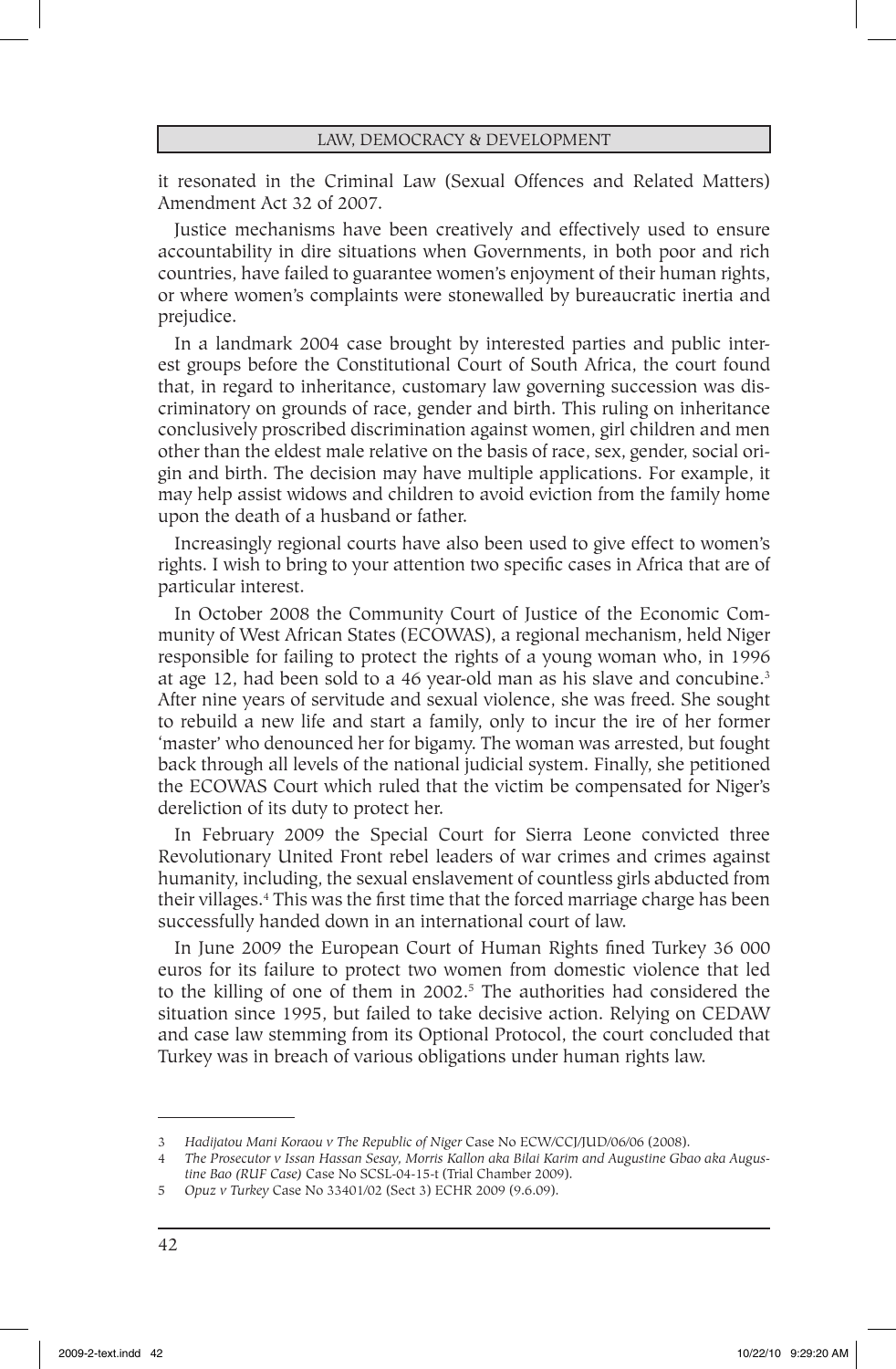it resonated in the Criminal Law (Sexual Offences and Related Matters) Amendment Act 32 of 2007.

Justice mechanisms have been creatively and effectively used to ensure accountability in dire situations when Governments, in both poor and rich countries, have failed to guarantee women's enjoyment of their human rights, or where women's complaints were stonewalled by bureaucratic inertia and prejudice.

In a landmark 2004 case brought by interested parties and public interest groups before the Constitutional Court of South Africa, the court found that, in regard to inheritance, customary law governing succession was discriminatory on grounds of race, gender and birth. This ruling on inheritance conclusively proscribed discrimination against women, girl children and men other than the eldest male relative on the basis of race, sex, gender, social origin and birth. The decision may have multiple applications. For example, it may help assist widows and children to avoid eviction from the family home upon the death of a husband or father.

Increasingly regional courts have also been used to give effect to women's rights. I wish to bring to your attention two specific cases in Africa that are of particular interest.

In October 2008 the Community Court of Justice of the Economic Community of West African States (ECOWAS), a regional mechanism, held Niger responsible for failing to protect the rights of a young woman who, in 1996 at age 12, had been sold to a 46 year-old man as his slave and concubine.[3] After nine years of servitude and sexual violence, she was freed. She sought to rebuild a new life and start a family, only to incur the ire of her former 'master' who denounced her for bigamy. The woman was arrested, but fought back through all levels of the national judicial system. Finally, she petitioned the ECOWAS Court which ruled that the victim be compensated for Niger's dereliction of its duty to protect her.

In February 2009 the Special Court for Sierra Leone convicted three Revolutionary United Front rebel leaders of war crimes and crimes against humanity, including, the sexual enslavement of countless girls abducted from their villages.[4] This was the first time that the forced marriage charge has been successfully handed down in an international court of law.

In June 2009 the European Court of Human Rights fined Turkey 36 000 euros for its failure to protect two women from domestic violence that led to the killing of one of them in 2002.[5] The authorities had considered the situation since 1995, but failed to take decisive action. Relying on CEDAW and case law stemming from its Optional Protocol, the court concluded that Turkey was in breach of various obligations under human rights law.

---

3 *Hadijatou Mani Koraou v The Republic of Niger* Case No ECW/CCJ/JUD/06/06 (2008).

4 *The Prosecutor v Issan Hassan Sesay, Morris Kallon aka Bilai Karim and Augustine Gbao aka Augustine Bao (RUF Case)* Case No SCSL-04-15-t (Trial Chamber 2009).

5 *Opuz v Turkey* Case No 33401/02 (Sect 3) ECHR 2009 (9.6.09).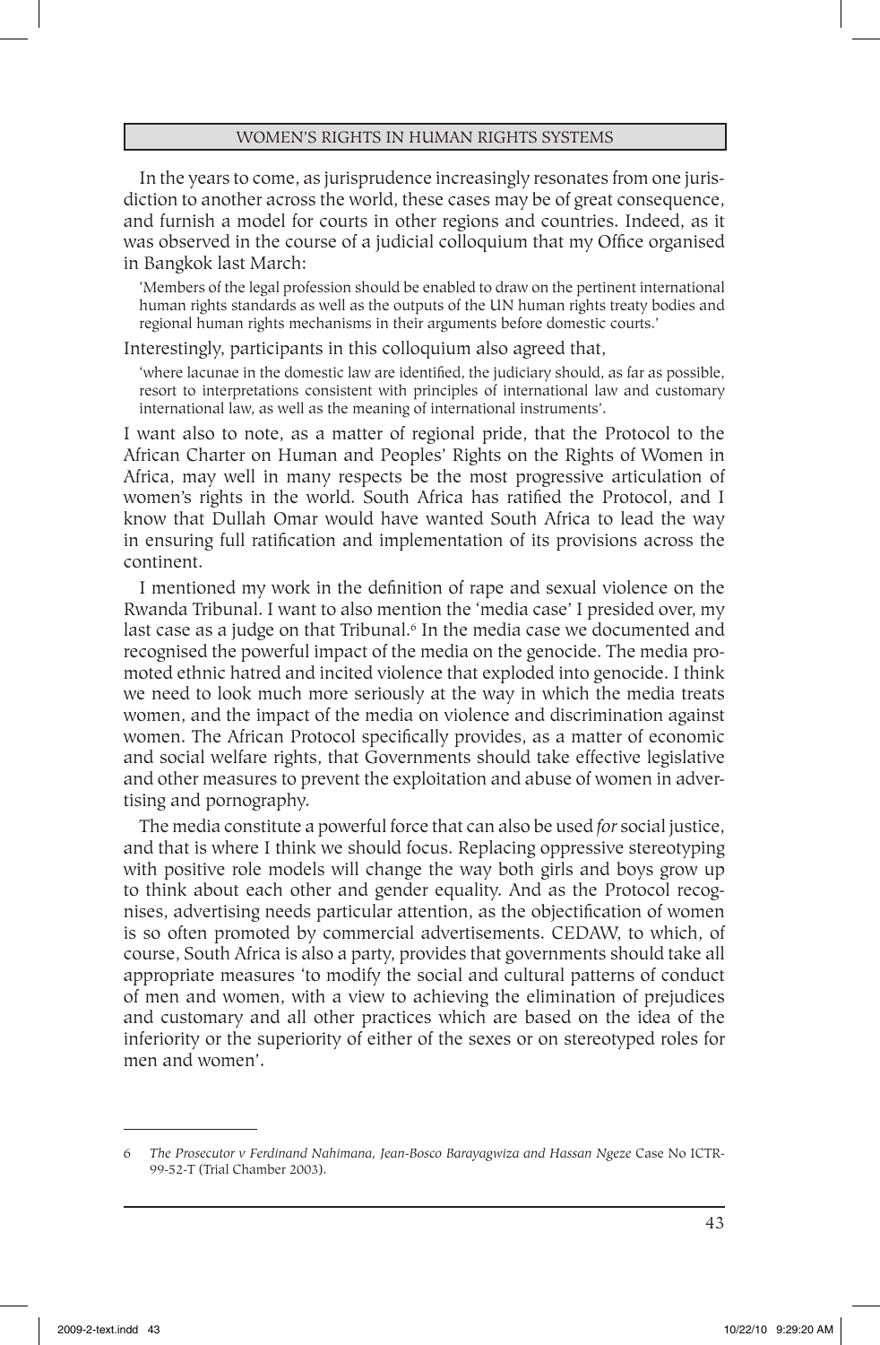In the years to come, as jurisprudence increasingly resonates from one jurisdiction to another across the world, these cases may be of great consequence, and furnish a model for courts in other regions and countries. Indeed, as it was observed in the course of a judicial colloquium that my Office organised in Bangkok last March:

> 'Members of the legal profession should be enabled to draw on the pertinent international human rights standards as well as the outputs of the UN human rights treaty bodies and regional human rights mechanisms in their arguments before domestic courts.'

Interestingly, participants in this colloquium also agreed that,

> 'where lacunae in the domestic law are identified, the judiciary should, as far as possible, resort to interpretations consistent with principles of international law and customary international law, as well as the meaning of international instruments'.

I want also to note, as a matter of regional pride, that the Protocol to the African Charter on Human and Peoples' Rights on the Rights of Women in Africa, may well in many respects be the most progressive articulation of women's rights in the world. South Africa has ratified the Protocol, and I know that Dullah Omar would have wanted South Africa to lead the way in ensuring full ratification and implementation of its provisions across the continent.

I mentioned my work in the definition of rape and sexual violence on the Rwanda Tribunal. I want to also mention the 'media case' I presided over, my last case as a judge on that Tribunal.[6] In the media case we documented and recognised the powerful impact of the media on the genocide. The media promoted ethnic hatred and incited violence that exploded into genocide. I think we need to look much more seriously at the way in which the media treats women, and the impact of the media on violence and discrimination against women. The African Protocol specifically provides, as a matter of economic and social welfare rights, that Governments should take effective legislative and other measures to prevent the exploitation and abuse of women in advertising and pornography.

The media constitute a powerful force that can also be used *for* social justice, and that is where I think we should focus. Replacing oppressive stereotyping with positive role models will change the way both girls and boys grow up to think about each other and gender equality. And as the Protocol recognises, advertising needs particular attention, as the objectification of women is so often promoted by commercial advertisements. CEDAW, to which, of course, South Africa is also a party, provides that governments should take all appropriate measures 'to modify the social and cultural patterns of conduct of men and women, with a view to achieving the elimination of prejudices and customary and all other practices which are based on the idea of the inferiority or the superiority of either of the sexes or on stereotyped roles for men and women'.

---

6 *The Prosecutor v Ferdinand Nahimana, Jean-Bosco Barayagwiza and Hassan Ngeze* Case No ICTR-99-52-T (Trial Chamber 2003).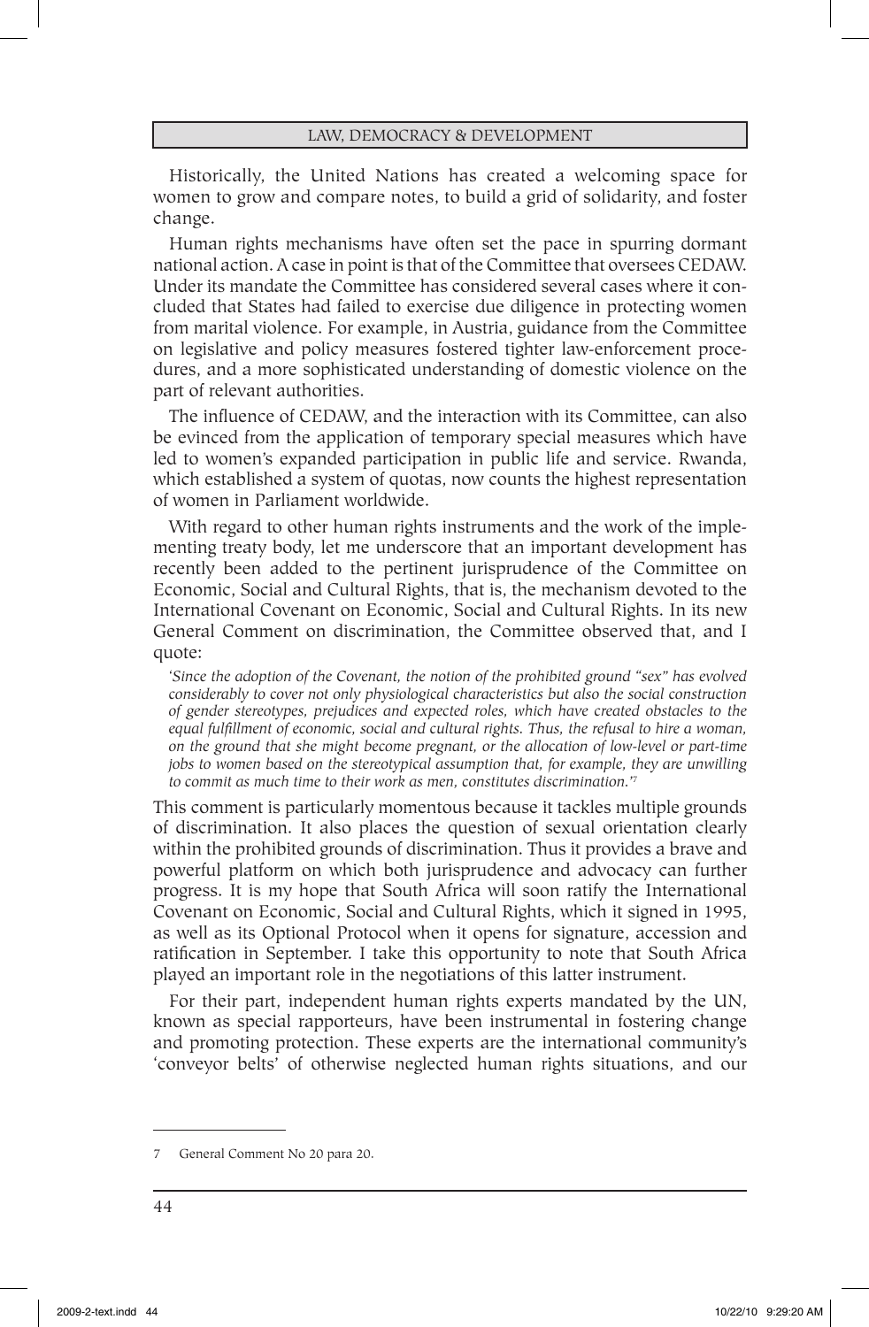Historically, the United Nations has created a welcoming space for women to grow and compare notes, to build a grid of solidarity, and foster change.

Human rights mechanisms have often set the pace in spurring dormant national action. A case in point is that of the Committee that oversees CEDAW. Under its mandate the Committee has considered several cases where it concluded that States had failed to exercise due diligence in protecting women from marital violence. For example, in Austria, guidance from the Committee on legislative and policy measures fostered tighter law-enforcement procedures, and a more sophisticated understanding of domestic violence on the part of relevant authorities.

The influence of CEDAW, and the interaction with its Committee, can also be evinced from the application of temporary special measures which have led to women's expanded participation in public life and service. Rwanda, which established a system of quotas, now counts the highest representation of women in Parliament worldwide.

With regard to other human rights instruments and the work of the implementing treaty body, let me underscore that an important development has recently been added to the pertinent jurisprudence of the Committee on Economic, Social and Cultural Rights, that is, the mechanism devoted to the International Covenant on Economic, Social and Cultural Rights. In its new General Comment on discrimination, the Committee observed that, and I quote:

> *'Since the adoption of the Covenant, the notion of the prohibited ground "sex" has evolved considerably to cover not only physiological characteristics but also the social construction of gender stereotypes, prejudices and expected roles, which have created obstacles to the equal fulfillment of economic, social and cultural rights. Thus, the refusal to hire a woman, on the ground that she might become pregnant, or the allocation of low-level or part-time jobs to women based on the stereotypical assumption that, for example, they are unwilling to commit as much time to their work as men, constitutes discrimination.'*[7]

This comment is particularly momentous because it tackles multiple grounds of discrimination. It also places the question of sexual orientation clearly within the prohibited grounds of discrimination. Thus it provides a brave and powerful platform on which both jurisprudence and advocacy can further progress. It is my hope that South Africa will soon ratify the International Covenant on Economic, Social and Cultural Rights, which it signed in 1995, as well as its Optional Protocol when it opens for signature, accession and ratification in September. I take this opportunity to note that South Africa played an important role in the negotiations of this latter instrument.

For their part, independent human rights experts mandated by the UN, known as special rapporteurs, have been instrumental in fostering change and promoting protection. These experts are the international community's 'conveyor belts' of otherwise neglected human rights situations, and our

---

7 General Comment No 20 para 20.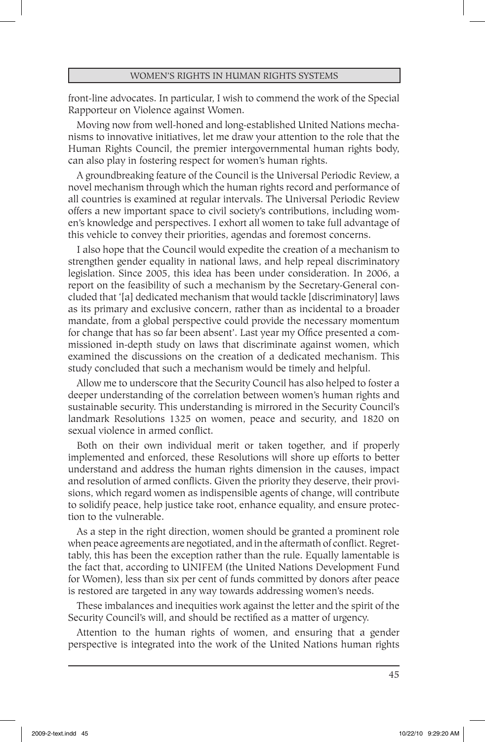front-line advocates. In particular, I wish to commend the work of the Special Rapporteur on Violence against Women.

Moving now from well-honed and long-established United Nations mechanisms to innovative initiatives, let me draw your attention to the role that the Human Rights Council, the premier intergovernmental human rights body, can also play in fostering respect for women's human rights.

A groundbreaking feature of the Council is the Universal Periodic Review, a novel mechanism through which the human rights record and performance of all countries is examined at regular intervals. The Universal Periodic Review offers a new important space to civil society's contributions, including women's knowledge and perspectives. I exhort all women to take full advantage of this vehicle to convey their priorities, agendas and foremost concerns.

I also hope that the Council would expedite the creation of a mechanism to strengthen gender equality in national laws, and help repeal discriminatory legislation. Since 2005, this idea has been under consideration. In 2006, a report on the feasibility of such a mechanism by the Secretary-General concluded that '[a] dedicated mechanism that would tackle [discriminatory] laws as its primary and exclusive concern, rather than as incidental to a broader mandate, from a global perspective could provide the necessary momentum for change that has so far been absent'. Last year my Office presented a commissioned in-depth study on laws that discriminate against women, which examined the discussions on the creation of a dedicated mechanism. This study concluded that such a mechanism would be timely and helpful.

Allow me to underscore that the Security Council has also helped to foster a deeper understanding of the correlation between women's human rights and sustainable security. This understanding is mirrored in the Security Council's landmark Resolutions 1325 on women, peace and security, and 1820 on sexual violence in armed conflict.

Both on their own individual merit or taken together, and if properly implemented and enforced, these Resolutions will shore up efforts to better understand and address the human rights dimension in the causes, impact and resolution of armed conflicts. Given the priority they deserve, their provisions, which regard women as indispensible agents of change, will contribute to solidify peace, help justice take root, enhance equality, and ensure protection to the vulnerable.

As a step in the right direction, women should be granted a prominent role when peace agreements are negotiated, and in the aftermath of conflict. Regrettably, this has been the exception rather than the rule. Equally lamentable is the fact that, according to UNIFEM (the United Nations Development Fund for Women), less than six per cent of funds committed by donors after peace is restored are targeted in any way towards addressing women's needs.

These imbalances and inequities work against the letter and the spirit of the Security Council's will, and should be rectified as a matter of urgency.

Attention to the human rights of women, and ensuring that a gender perspective is integrated into the work of the United Nations human rights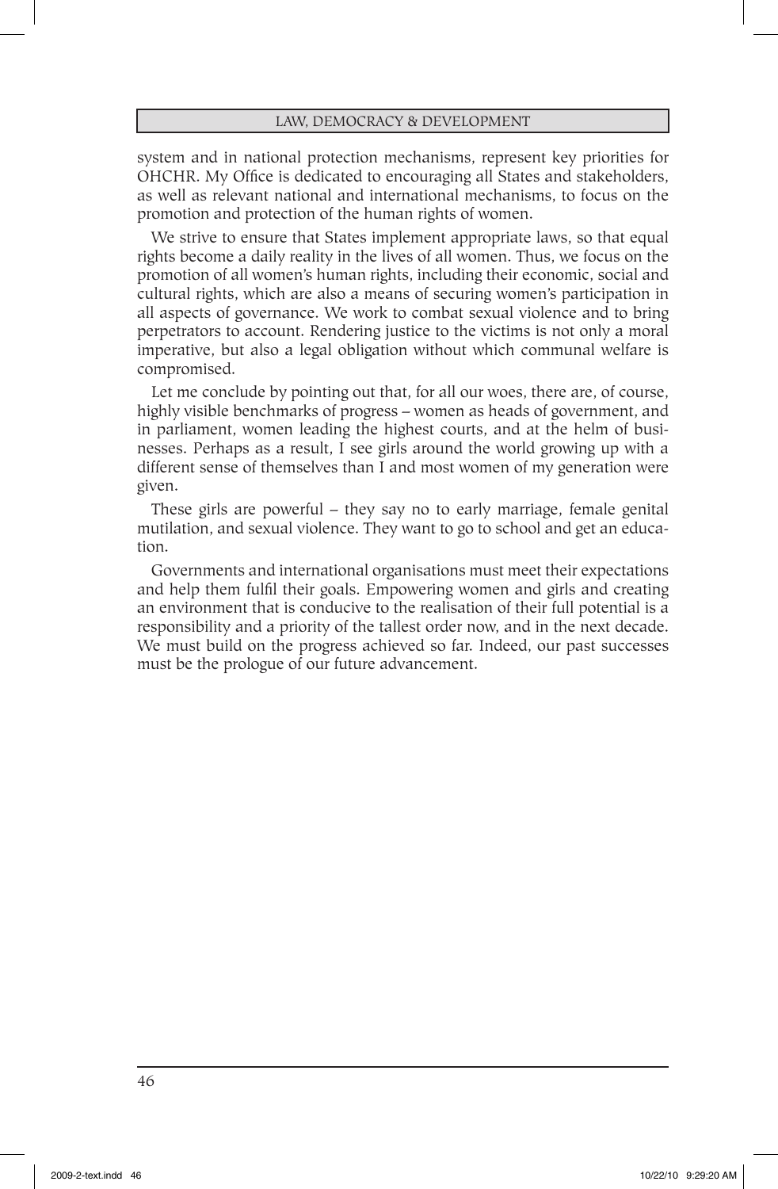system and in national protection mechanisms, represent key priorities for OHCHR. My Office is dedicated to encouraging all States and stakeholders, as well as relevant national and international mechanisms, to focus on the promotion and protection of the human rights of women.

We strive to ensure that States implement appropriate laws, so that equal rights become a daily reality in the lives of all women. Thus, we focus on the promotion of all women's human rights, including their economic, social and cultural rights, which are also a means of securing women's participation in all aspects of governance. We work to combat sexual violence and to bring perpetrators to account. Rendering justice to the victims is not only a moral imperative, but also a legal obligation without which communal welfare is compromised.

Let me conclude by pointing out that, for all our woes, there are, of course, highly visible benchmarks of progress – women as heads of government, and in parliament, women leading the highest courts, and at the helm of businesses. Perhaps as a result, I see girls around the world growing up with a different sense of themselves than I and most women of my generation were given.

These girls are powerful – they say no to early marriage, female genital mutilation, and sexual violence. They want to go to school and get an education.

Governments and international organisations must meet their expectations and help them fulfil their goals. Empowering women and girls and creating an environment that is conducive to the realisation of their full potential is a responsibility and a priority of the tallest order now, and in the next decade. We must build on the progress achieved so far. Indeed, our past successes must be the prologue of our future advancement.